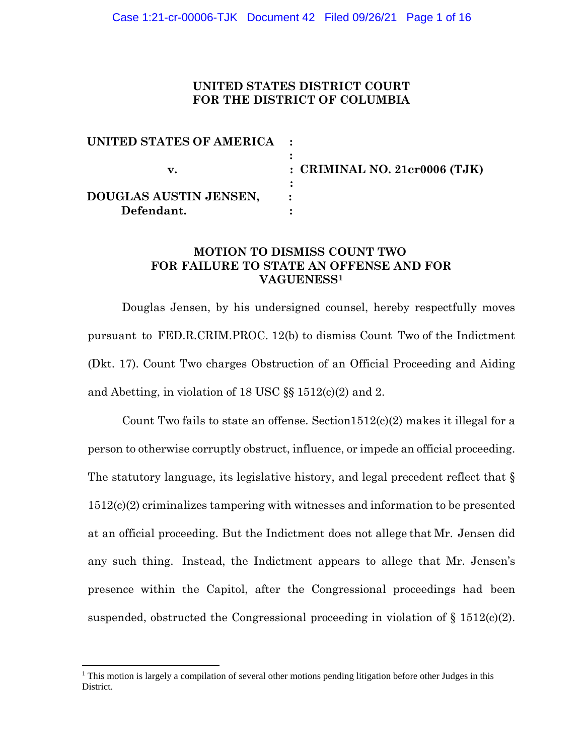# UNITED STATES DISTRICT COURT
# FOR THE DISTRICT OF COLUMBIA

| | | |
|---|---|---|
| **UNITED STATES OF AMERICA** | : | |
| | : | |
| **v.** | : | **CRIMINAL NO. 21cr0006 (TJK)** |
| | : | |
| **DOUGLAS AUSTIN JENSEN,** | : | |
| **Defendant.** | : | |

## MOTION TO DISMISS COUNT TWO FOR FAILURE TO STATE AN OFFENSE AND FOR VAGUENESS[1]

Douglas Jensen, by his undersigned counsel, hereby respectfully moves pursuant to FED.R.CRIM.PROC. 12(b) to dismiss Count Two of the Indictment (Dkt. 17). Count Two charges Obstruction of an Official Proceeding and Aiding and Abetting, in violation of 18 USC §§ 1512(c)(2) and 2.

Count Two fails to state an offense. Section1512(c)(2) makes it illegal for a person to otherwise corruptly obstruct, influence, or impede an official proceeding. The statutory language, its legislative history, and legal precedent reflect that § 1512(c)(2) criminalizes tampering with witnesses and information to be presented at an official proceeding. But the Indictment does not allege that Mr. Jensen did any such thing. Instead, the Indictment appears to allege that Mr. Jensen's presence within the Capitol, after the Congressional proceedings had been suspended, obstructed the Congressional proceeding in violation of § 1512(c)(2).

---

[1] This motion is largely a compilation of several other motions pending litigation before other Judges in this District.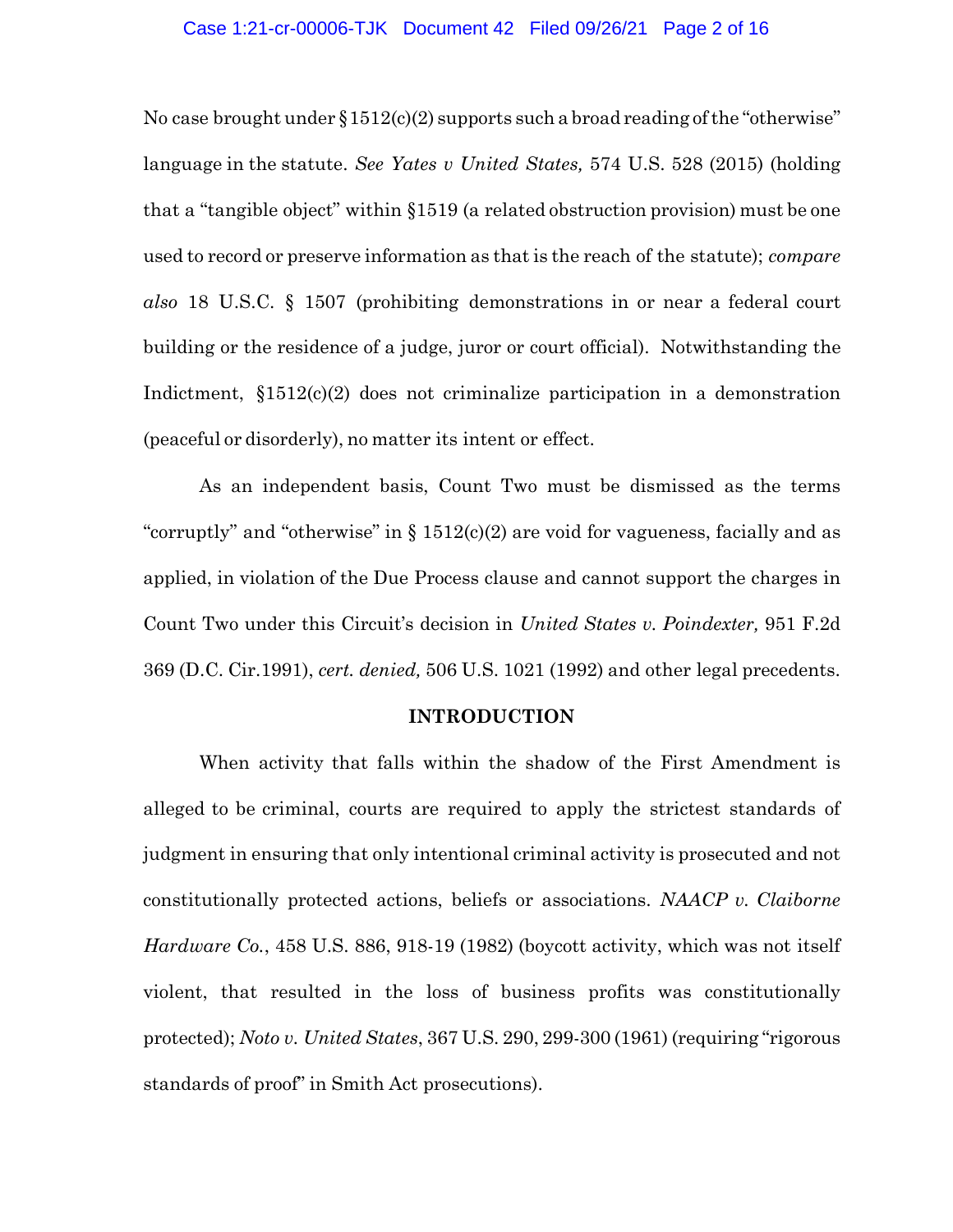No case brought under §1512(c)(2) supports such a broad reading of the "otherwise" language in the statute. *See Yates v United States,* 574 U.S. 528 (2015) (holding that a "tangible object" within §1519 (a related obstruction provision) must be one used to record or preserve information as that is the reach of the statute); *compare also* 18 U.S.C. § 1507 (prohibiting demonstrations in or near a federal court building or the residence of a judge, juror or court official). Notwithstanding the Indictment, §1512(c)(2) does not criminalize participation in a demonstration (peaceful or disorderly), no matter its intent or effect.

As an independent basis, Count Two must be dismissed as the terms "corruptly" and "otherwise" in § 1512(c)(2) are void for vagueness, facially and as applied, in violation of the Due Process clause and cannot support the charges in Count Two under this Circuit's decision in *United States v. Poindexter,* 951 F.2d 369 (D.C. Cir.1991), *cert. denied,* 506 U.S. 1021 (1992) and other legal precedents.

## INTRODUCTION

When activity that falls within the shadow of the First Amendment is alleged to be criminal, courts are required to apply the strictest standards of judgment in ensuring that only intentional criminal activity is prosecuted and not constitutionally protected actions, beliefs or associations. *NAACP v. Claiborne Hardware Co.*, 458 U.S. 886, 918-19 (1982) (boycott activity, which was not itself violent, that resulted in the loss of business profits was constitutionally protected); *Noto v. United States*, 367 U.S. 290, 299-300 (1961) (requiring "rigorous standards of proof" in Smith Act prosecutions).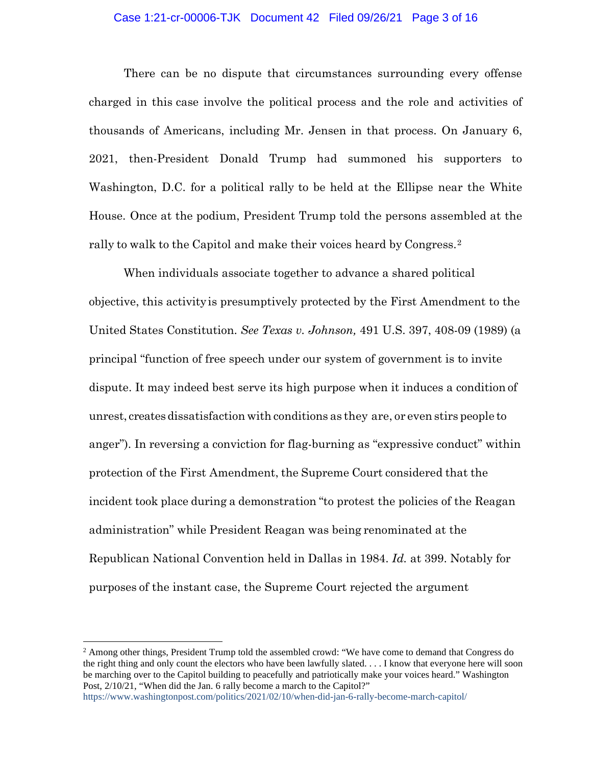There can be no dispute that circumstances surrounding every offense charged in this case involve the political process and the role and activities of thousands of Americans, including Mr. Jensen in that process. On January 6, 2021, then-President Donald Trump had summoned his supporters to Washington, D.C. for a political rally to be held at the Ellipse near the White House. Once at the podium, President Trump told the persons assembled at the rally to walk to the Capitol and make their voices heard by Congress.[2]

When individuals associate together to advance a shared political objective, this activity is presumptively protected by the First Amendment to the United States Constitution. *See Texas v. Johnson,* 491 U.S. 397, 408-09 (1989) (a principal "function of free speech under our system of government is to invite dispute. It may indeed best serve its high purpose when it induces a condition of unrest, creates dissatisfaction with conditions as they are, or even stirs people to anger"). In reversing a conviction for flag-burning as "expressive conduct" within protection of the First Amendment, the Supreme Court considered that the incident took place during a demonstration "to protest the policies of the Reagan administration" while President Reagan was being renominated at the Republican National Convention held in Dallas in 1984. *Id.* at 399. Notably for purposes of the instant case, the Supreme Court rejected the argument

---

[2] Among other things, President Trump told the assembled crowd: "We have come to demand that Congress do the right thing and only count the electors who have been lawfully slated. . . . I know that everyone here will soon be marching over to the Capitol building to peacefully and patriotically make your voices heard." Washington Post, 2/10/21, "When did the Jan. 6 rally become a march to the Capitol?" https://www.washingtonpost.com/politics/2021/02/10/when-did-jan-6-rally-become-march-capitol/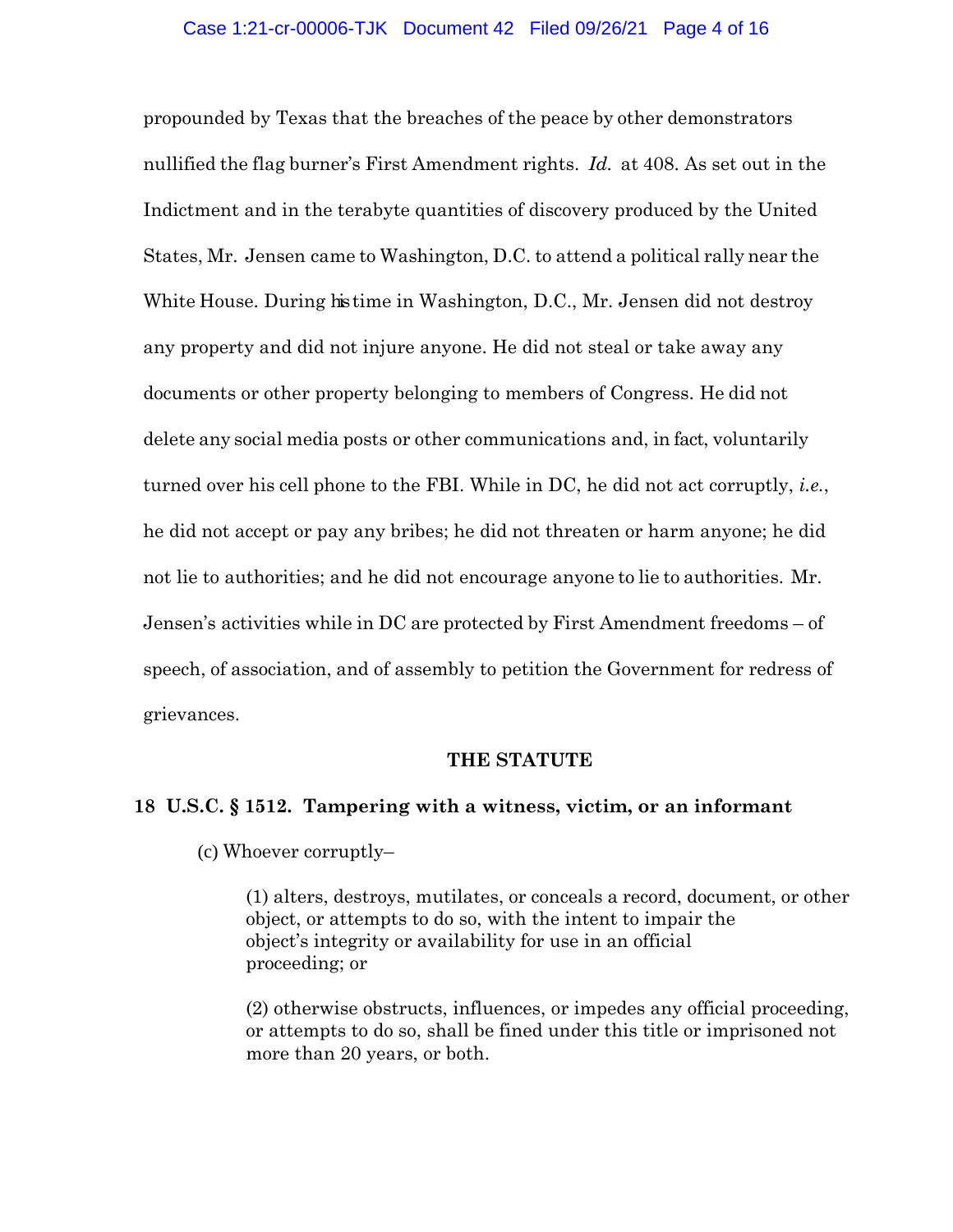propounded by Texas that the breaches of the peace by other demonstrators nullified the flag burner's First Amendment rights. *Id.* at 408. As set out in the Indictment and in the terabyte quantities of discovery produced by the United States, Mr. Jensen came to Washington, D.C. to attend a political rally near the White House. During his time in Washington, D.C., Mr. Jensen did not destroy any property and did not injure anyone. He did not steal or take away any documents or other property belonging to members of Congress. He did not delete any social media posts or other communications and, in fact, voluntarily turned over his cell phone to the FBI. While in DC, he did not act corruptly, *i.e.*, he did not accept or pay any bribes; he did not threaten or harm anyone; he did not lie to authorities; and he did not encourage anyone to lie to authorities. Mr. Jensen's activities while in DC are protected by First Amendment freedoms – of speech, of association, and of assembly to petition the Government for redress of grievances.

## THE STATUTE

**18 U.S.C. § 1512. Tampering with a witness, victim, or an informant**

(c) Whoever corruptly–

> (1) alters, destroys, mutilates, or conceals a record, document, or other object, or attempts to do so, with the intent to impair the object's integrity or availability for use in an official proceeding; or
>
> (2) otherwise obstructs, influences, or impedes any official proceeding, or attempts to do so, shall be fined under this title or imprisoned not more than 20 years, or both.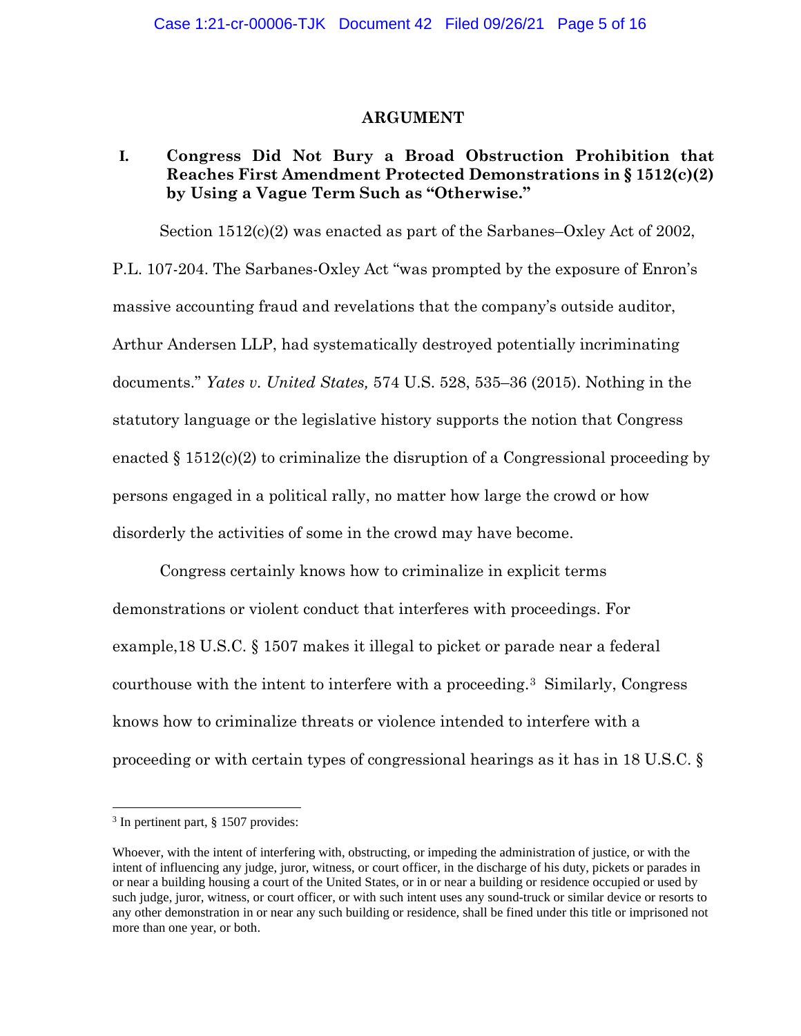## ARGUMENT

### I. Congress Did Not Bury a Broad Obstruction Prohibition that Reaches First Amendment Protected Demonstrations in § 1512(c)(2) by Using a Vague Term Such as "Otherwise."

Section 1512(c)(2) was enacted as part of the Sarbanes–Oxley Act of 2002, P.L. 107-204. The Sarbanes-Oxley Act "was prompted by the exposure of Enron's massive accounting fraud and revelations that the company's outside auditor, Arthur Andersen LLP, had systematically destroyed potentially incriminating documents." *Yates v. United States,* 574 U.S. 528, 535–36 (2015). Nothing in the statutory language or the legislative history supports the notion that Congress enacted § 1512(c)(2) to criminalize the disruption of a Congressional proceeding by persons engaged in a political rally, no matter how large the crowd or how disorderly the activities of some in the crowd may have become.

Congress certainly knows how to criminalize in explicit terms demonstrations or violent conduct that interferes with proceedings. For example,18 U.S.C. § 1507 makes it illegal to picket or parade near a federal courthouse with the intent to interfere with a proceeding.[3] Similarly, Congress knows how to criminalize threats or violence intended to interfere with a proceeding or with certain types of congressional hearings as it has in 18 U.S.C. §

---

[3] In pertinent part, § 1507 provides:

Whoever, with the intent of interfering with, obstructing, or impeding the administration of justice, or with the intent of influencing any judge, juror, witness, or court officer, in the discharge of his duty, pickets or parades in or near a building housing a court of the United States, or in or near a building or residence occupied or used by such judge, juror, witness, or court officer, or with such intent uses any sound-truck or similar device or resorts to any other demonstration in or near any such building or residence, shall be fined under this title or imprisoned not more than one year, or both.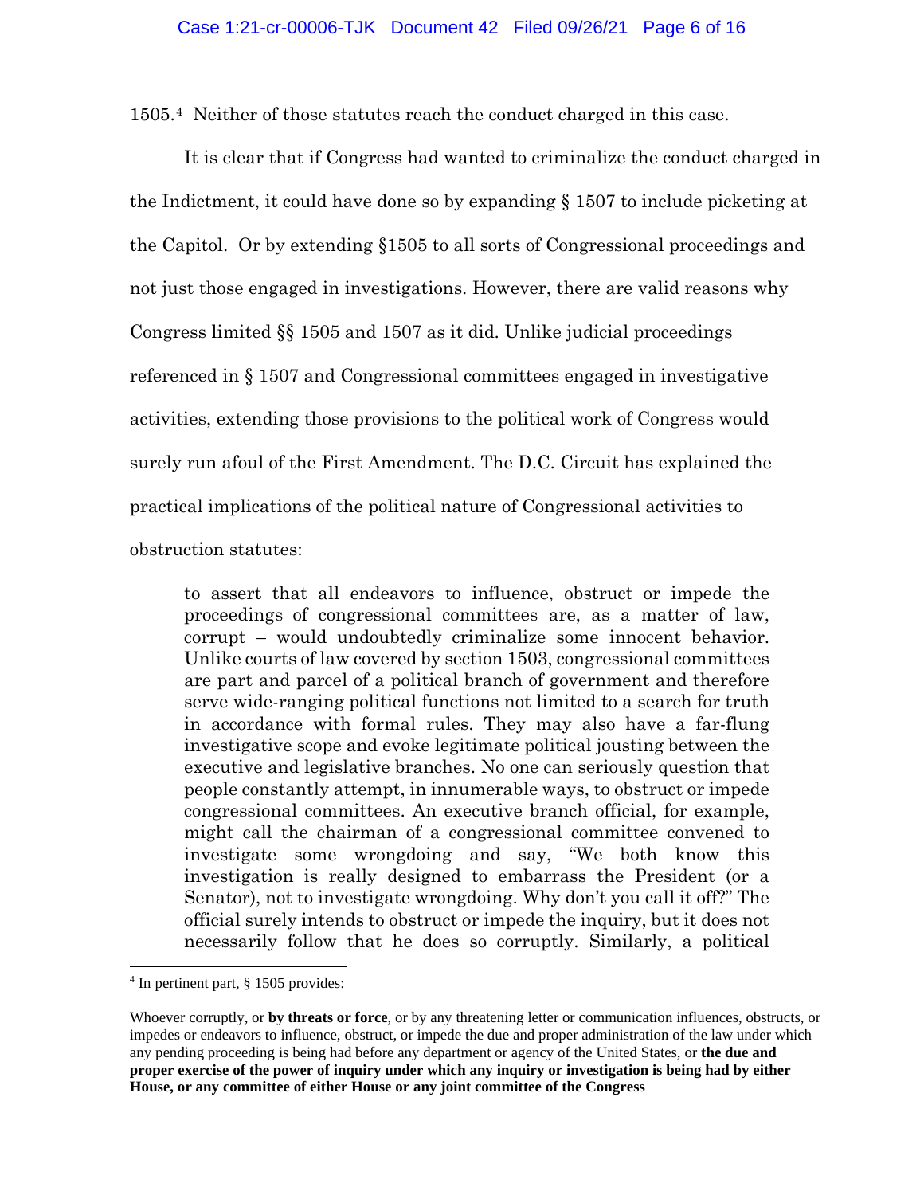1505.[4] Neither of those statutes reach the conduct charged in this case.

It is clear that if Congress had wanted to criminalize the conduct charged in the Indictment, it could have done so by expanding § 1507 to include picketing at the Capitol. Or by extending §1505 to all sorts of Congressional proceedings and not just those engaged in investigations. However, there are valid reasons why Congress limited §§ 1505 and 1507 as it did. Unlike judicial proceedings referenced in § 1507 and Congressional committees engaged in investigative activities, extending those provisions to the political work of Congress would surely run afoul of the First Amendment. The D.C. Circuit has explained the practical implications of the political nature of Congressional activities to obstruction statutes:

> to assert that all endeavors to influence, obstruct or impede the proceedings of congressional committees are, as a matter of law, corrupt – would undoubtedly criminalize some innocent behavior. Unlike courts of law covered by section 1503, congressional committees are part and parcel of a political branch of government and therefore serve wide-ranging political functions not limited to a search for truth in accordance with formal rules. They may also have a far-flung investigative scope and evoke legitimate political jousting between the executive and legislative branches. No one can seriously question that people constantly attempt, in innumerable ways, to obstruct or impede congressional committees. An executive branch official, for example, might call the chairman of a congressional committee convened to investigate some wrongdoing and say, "We both know this investigation is really designed to embarrass the President (or a Senator), not to investigate wrongdoing. Why don't you call it off?" The official surely intends to obstruct or impede the inquiry, but it does not necessarily follow that he does so corruptly. Similarly, a political

---

[4] In pertinent part, § 1505 provides:

Whoever corruptly, or **by threats or force**, or by any threatening letter or communication influences, obstructs, or impedes or endeavors to influence, obstruct, or impede the due and proper administration of the law under which any pending proceeding is being had before any department or agency of the United States, or **the due and proper exercise of the power of inquiry under which any inquiry or investigation is being had by either House, or any committee of either House or any joint committee of the Congress**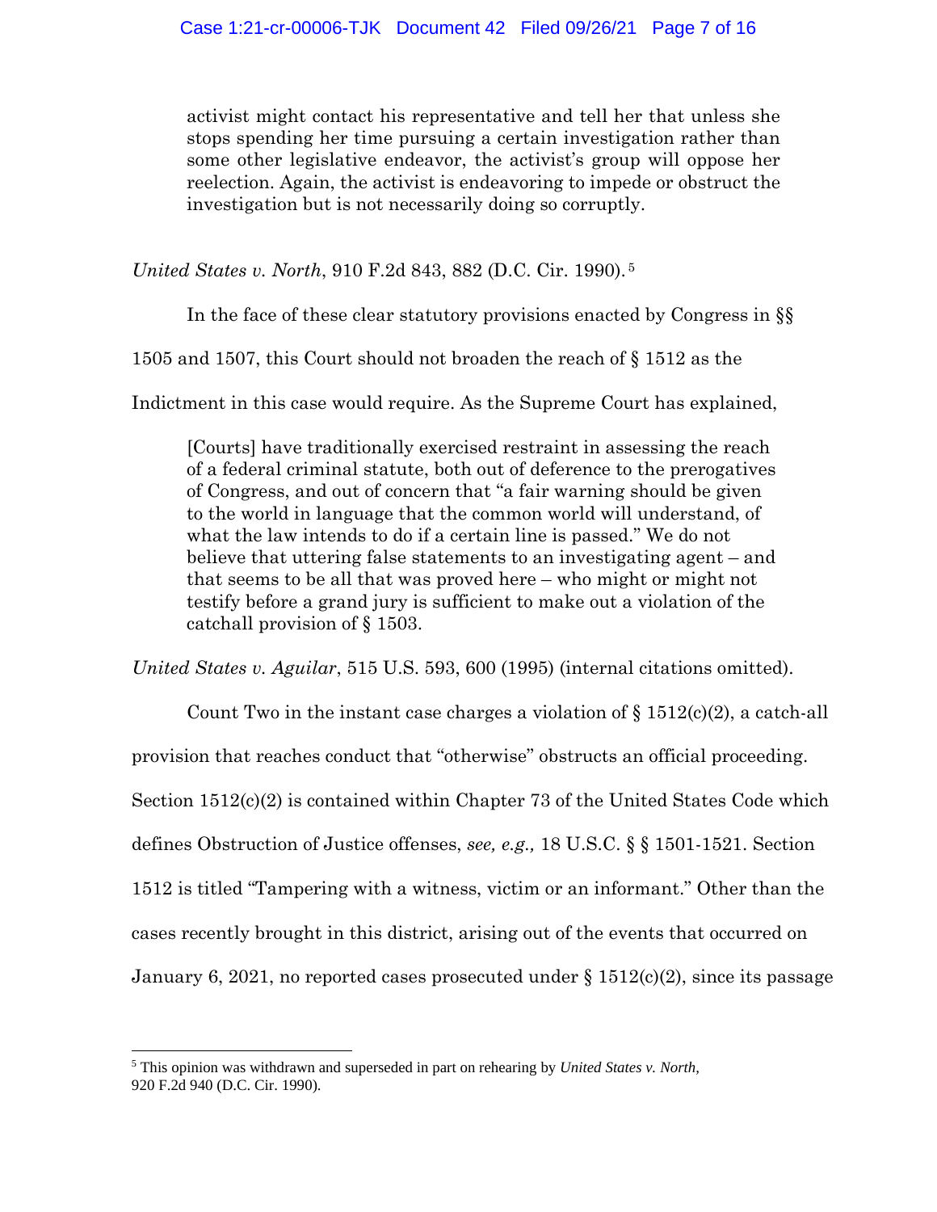> activist might contact his representative and tell her that unless she stops spending her time pursuing a certain investigation rather than some other legislative endeavor, the activist's group will oppose her reelection. Again, the activist is endeavoring to impede or obstruct the investigation but is not necessarily doing so corruptly.

*United States v. North*, 910 F.2d 843, 882 (D.C. Cir. 1990).[5]

In the face of these clear statutory provisions enacted by Congress in §§ 1505 and 1507, this Court should not broaden the reach of § 1512 as the Indictment in this case would require. As the Supreme Court has explained,

> [Courts] have traditionally exercised restraint in assessing the reach of a federal criminal statute, both out of deference to the prerogatives of Congress, and out of concern that "a fair warning should be given to the world in language that the common world will understand, of what the law intends to do if a certain line is passed." We do not believe that uttering false statements to an investigating agent – and that seems to be all that was proved here – who might or might not testify before a grand jury is sufficient to make out a violation of the catchall provision of § 1503.

*United States v. Aguilar*, 515 U.S. 593, 600 (1995) (internal citations omitted).

Count Two in the instant case charges a violation of § 1512(c)(2), a catch-all provision that reaches conduct that "otherwise" obstructs an official proceeding. Section 1512(c)(2) is contained within Chapter 73 of the United States Code which defines Obstruction of Justice offenses, *see, e.g.,* 18 U.S.C. § § 1501-1521. Section 1512 is titled "Tampering with a witness, victim or an informant." Other than the cases recently brought in this district, arising out of the events that occurred on January 6, 2021, no reported cases prosecuted under § 1512(c)(2), since its passage

---

[5] This opinion was withdrawn and superseded in part on rehearing by *United States v. North,* 920 F.2d 940 (D.C. Cir. 1990).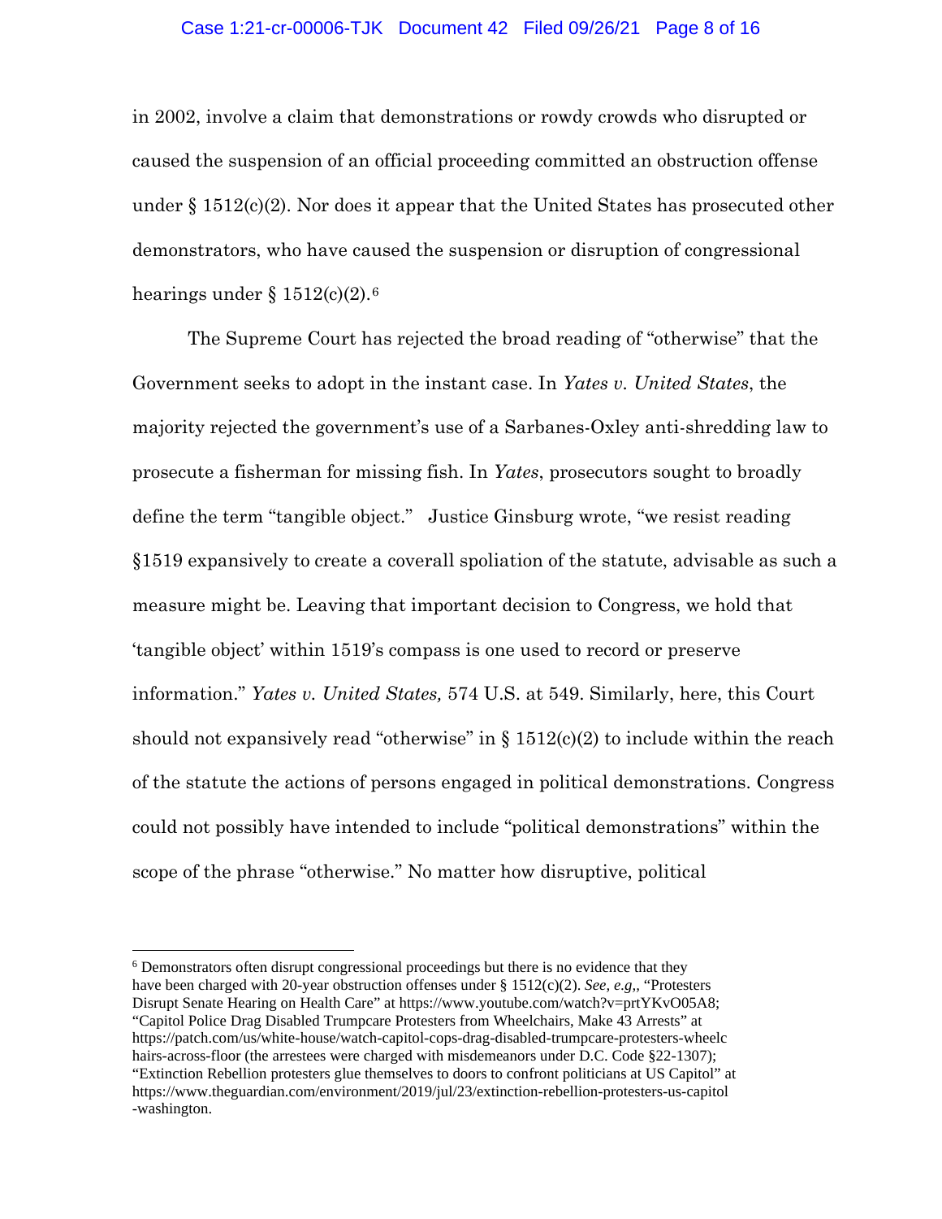in 2002, involve a claim that demonstrations or rowdy crowds who disrupted or caused the suspension of an official proceeding committed an obstruction offense under § 1512(c)(2). Nor does it appear that the United States has prosecuted other demonstrators, who have caused the suspension or disruption of congressional hearings under § 1512(c)(2).[6]

The Supreme Court has rejected the broad reading of "otherwise" that the Government seeks to adopt in the instant case. In *Yates v. United States*, the majority rejected the government's use of a Sarbanes-Oxley anti-shredding law to prosecute a fisherman for missing fish. In *Yates*, prosecutors sought to broadly define the term "tangible object." Justice Ginsburg wrote, "we resist reading §1519 expansively to create a coverall spoliation of the statute, advisable as such a measure might be. Leaving that important decision to Congress, we hold that 'tangible object' within 1519's compass is one used to record or preserve information." *Yates v. United States,* 574 U.S. at 549. Similarly, here, this Court should not expansively read "otherwise" in § 1512(c)(2) to include within the reach of the statute the actions of persons engaged in political demonstrations. Congress could not possibly have intended to include "political demonstrations" within the scope of the phrase "otherwise." No matter how disruptive, political

---

[6] Demonstrators often disrupt congressional proceedings but there is no evidence that they have been charged with 20-year obstruction offenses under § 1512(c)(2). *See, e.g.,* "Protesters Disrupt Senate Hearing on Health Care" at https://www.youtube.com/watch?v=prtYKvO05A8; "Capitol Police Drag Disabled Trumpcare Protesters from Wheelchairs, Make 43 Arrests" at https://patch.com/us/white-house/watch-capitol-cops-drag-disabled-trumpcare-protesters-wheelchairs-across-floor (the arrestees were charged with misdemeanors under D.C. Code §22-1307); "Extinction Rebellion protesters glue themselves to doors to confront politicians at US Capitol" at https://www.theguardian.com/environment/2019/jul/23/extinction-rebellion-protesters-us-capitol-washington.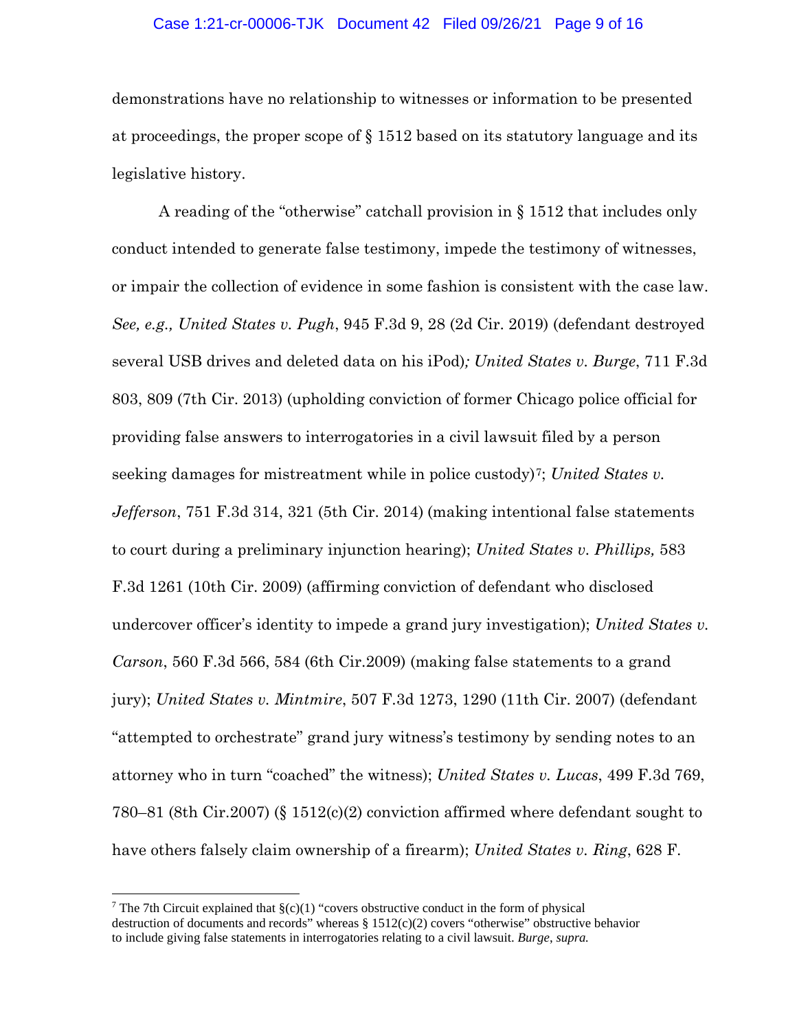demonstrations have no relationship to witnesses or information to be presented at proceedings, the proper scope of § 1512 based on its statutory language and its legislative history.

A reading of the "otherwise" catchall provision in § 1512 that includes only conduct intended to generate false testimony, impede the testimony of witnesses, or impair the collection of evidence in some fashion is consistent with the case law. *See, e.g., United States v. Pugh*, 945 F.3d 9, 28 (2d Cir. 2019) (defendant destroyed several USB drives and deleted data on his iPod)*; United States v. Burge*, 711 F.3d 803, 809 (7th Cir. 2013) (upholding conviction of former Chicago police official for providing false answers to interrogatories in a civil lawsuit filed by a person seeking damages for mistreatment while in police custody)[7]; *United States v. Jefferson*, 751 F.3d 314, 321 (5th Cir. 2014) (making intentional false statements to court during a preliminary injunction hearing); *United States v. Phillips,* 583 F.3d 1261 (10th Cir. 2009) (affirming conviction of defendant who disclosed undercover officer's identity to impede a grand jury investigation); *United States v. Carson*, 560 F.3d 566, 584 (6th Cir.2009) (making false statements to a grand jury); *United States v. Mintmire*, 507 F.3d 1273, 1290 (11th Cir. 2007) (defendant "attempted to orchestrate" grand jury witness's testimony by sending notes to an attorney who in turn "coached" the witness); *United States v. Lucas*, 499 F.3d 769, 780–81 (8th Cir.2007) (§ 1512(c)(2) conviction affirmed where defendant sought to have others falsely claim ownership of a firearm); *United States v. Ring*, 628 F.

---

[7] The 7th Circuit explained that §(c)(1) "covers obstructive conduct in the form of physical destruction of documents and records" whereas § 1512(c)(2) covers "otherwise" obstructive behavior to include giving false statements in interrogatories relating to a civil lawsuit. *Burge*, *supra.*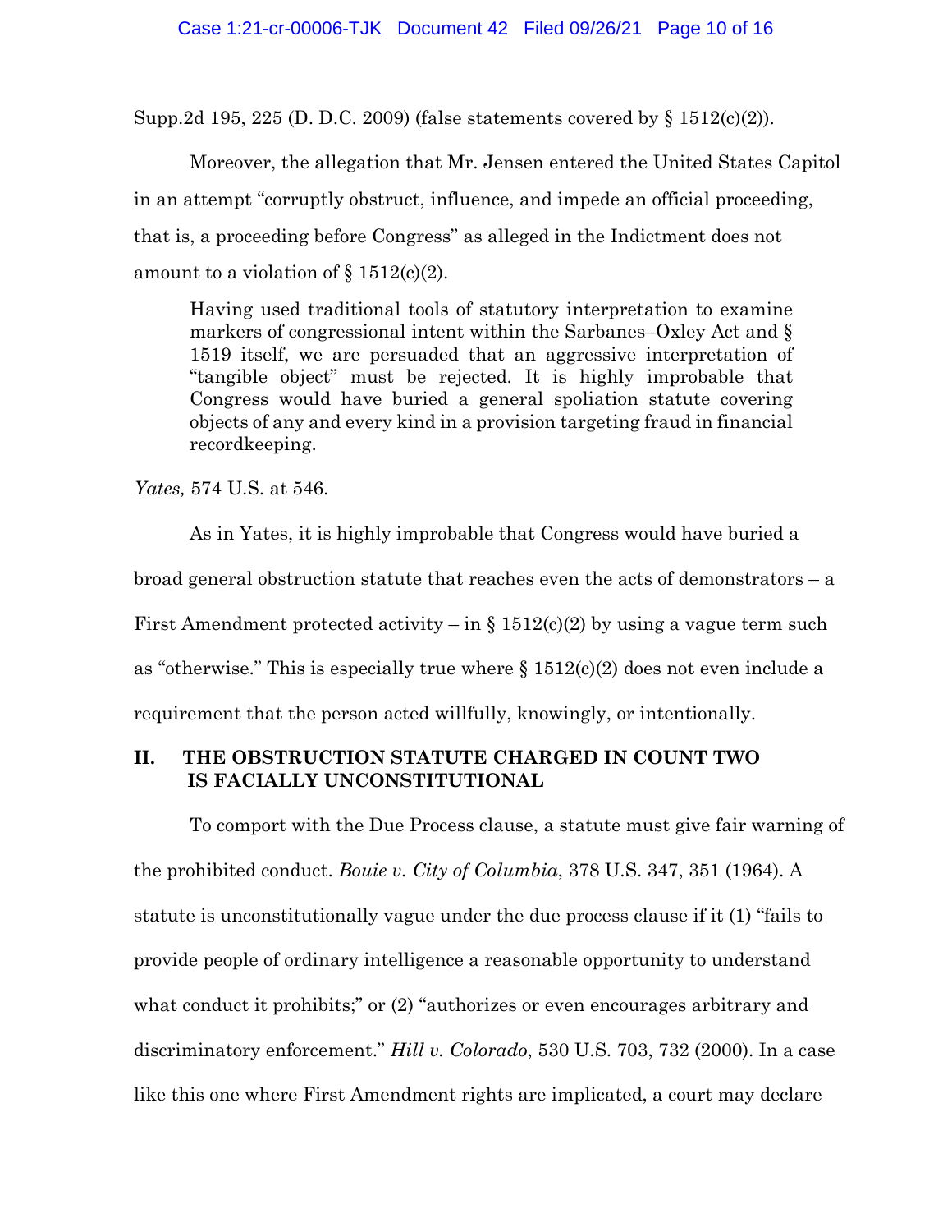Supp.2d 195, 225 (D. D.C. 2009) (false statements covered by § 1512(c)(2)).

Moreover, the allegation that Mr. Jensen entered the United States Capitol in an attempt "corruptly obstruct, influence, and impede an official proceeding, that is, a proceeding before Congress" as alleged in the Indictment does not amount to a violation of § 1512(c)(2).

> Having used traditional tools of statutory interpretation to examine markers of congressional intent within the Sarbanes–Oxley Act and § 1519 itself, we are persuaded that an aggressive interpretation of "tangible object" must be rejected. It is highly improbable that Congress would have buried a general spoliation statute covering objects of any and every kind in a provision targeting fraud in financial recordkeeping.

*Yates,* 574 U.S. at 546.

As in Yates, it is highly improbable that Congress would have buried a broad general obstruction statute that reaches even the acts of demonstrators – a First Amendment protected activity – in § 1512(c)(2) by using a vague term such as "otherwise." This is especially true where § 1512(c)(2) does not even include a requirement that the person acted willfully, knowingly, or intentionally.

## II. THE OBSTRUCTION STATUTE CHARGED IN COUNT TWO IS FACIALLY UNCONSTITUTIONAL

To comport with the Due Process clause, a statute must give fair warning of the prohibited conduct. *Bouie v. City of Columbia*, 378 U.S. 347, 351 (1964). A statute is unconstitutionally vague under the due process clause if it (1) "fails to provide people of ordinary intelligence a reasonable opportunity to understand what conduct it prohibits;" or (2) "authorizes or even encourages arbitrary and discriminatory enforcement." *Hill v. Colorado*, 530 U.S. 703, 732 (2000). In a case like this one where First Amendment rights are implicated, a court may declare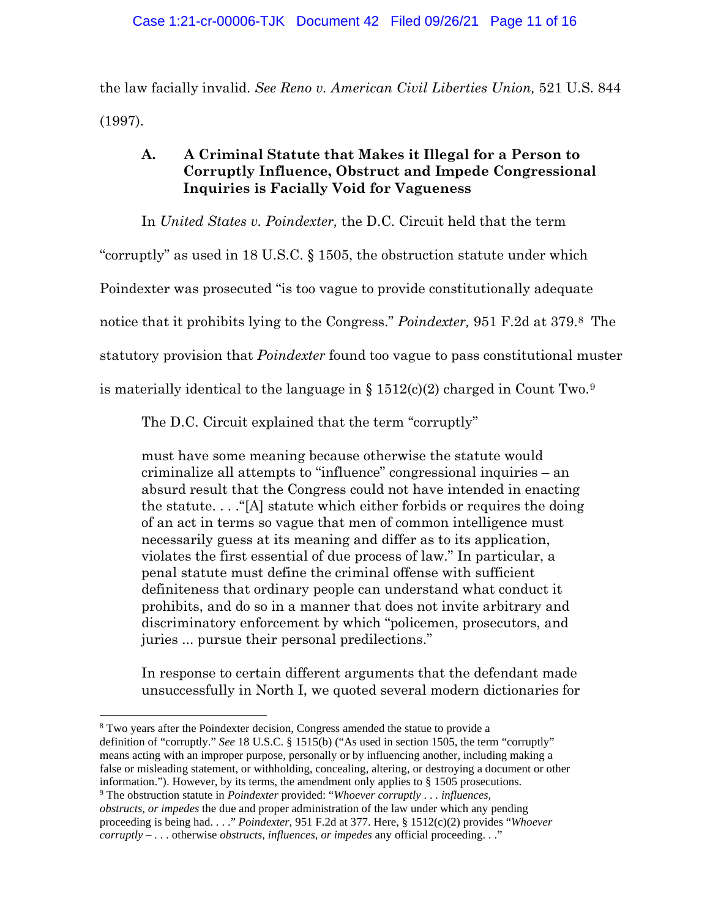the law facially invalid. *See Reno v. American Civil Liberties Union,* 521 U.S. 844 (1997).

### A. A Criminal Statute that Makes it Illegal for a Person to Corruptly Influence, Obstruct and Impede Congressional Inquiries is Facially Void for Vagueness

In *United States v. Poindexter,* the D.C. Circuit held that the term "corruptly" as used in 18 U.S.C. § 1505, the obstruction statute under which Poindexter was prosecuted "is too vague to provide constitutionally adequate notice that it prohibits lying to the Congress." *Poindexter,* 951 F.2d at 379.[8] The statutory provision that *Poindexter* found too vague to pass constitutional muster is materially identical to the language in § 1512(c)(2) charged in Count Two.[9]

The D.C. Circuit explained that the term "corruptly"

> must have some meaning because otherwise the statute would criminalize all attempts to "influence" congressional inquiries – an absurd result that the Congress could not have intended in enacting the statute. . . ."[A] statute which either forbids or requires the doing of an act in terms so vague that men of common intelligence must necessarily guess at its meaning and differ as to its application, violates the first essential of due process of law." In particular, a penal statute must define the criminal offense with sufficient definiteness that ordinary people can understand what conduct it prohibits, and do so in a manner that does not invite arbitrary and discriminatory enforcement by which "policemen, prosecutors, and juries ... pursue their personal predilections."
>
> In response to certain different arguments that the defendant made unsuccessfully in North I, we quoted several modern dictionaries for

[8] Two years after the Poindexter decision, Congress amended the statue to provide a definition of "corruptly." *See* 18 U.S.C. § 1515(b) ("As used in section 1505, the term "corruptly" means acting with an improper purpose, personally or by influencing another, including making a false or misleading statement, or withholding, concealing, altering, or destroying a document or other information."). However, by its terms, the amendment only applies to § 1505 prosecutions.

[9] The obstruction statute in *Poindexter* provided: "*Whoever corruptly . . . influences, obstructs, or impedes* the due and proper administration of the law under which any pending proceeding is being had. . . ." *Poindexter*, 951 F.2d at 377. Here, § 1512(c)(2) provides "*Whoever corruptly* – . . . otherwise *obstructs, influences, or impedes* any official proceeding. . ."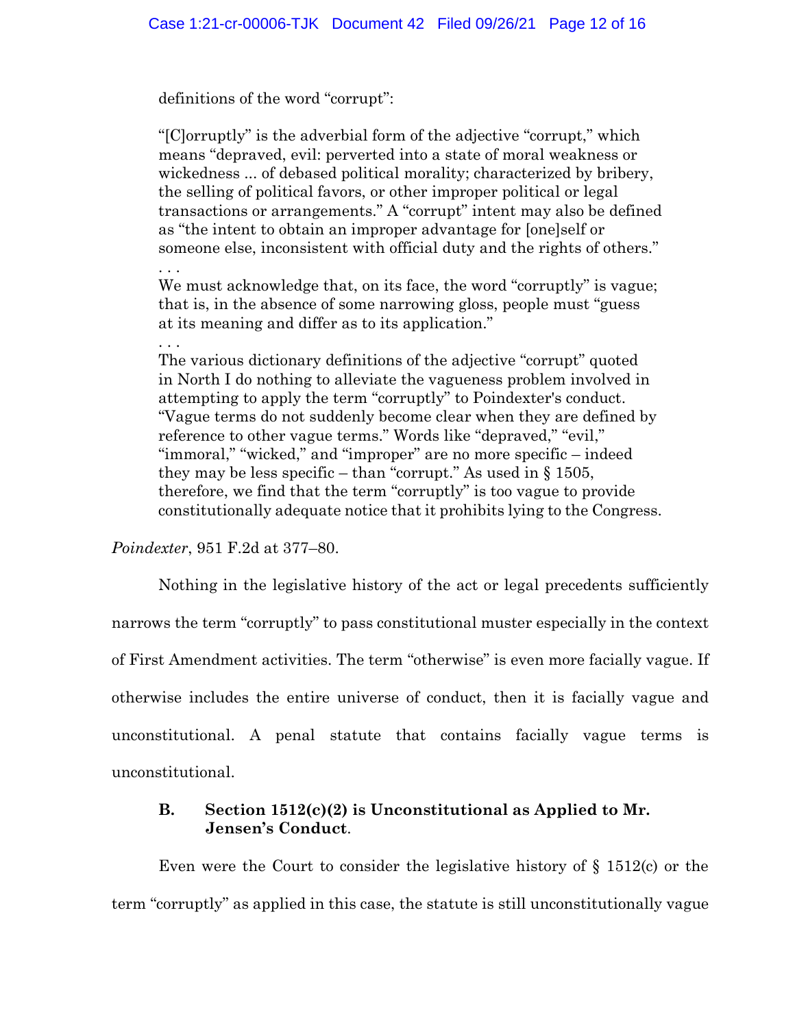definitions of the word "corrupt":

> "[C]orruptly" is the adverbial form of the adjective "corrupt," which means "depraved, evil: perverted into a state of moral weakness or wickedness ... of debased political morality; characterized by bribery, the selling of political favors, or other improper political or legal transactions or arrangements." A "corrupt" intent may also be defined as "the intent to obtain an improper advantage for [one]self or someone else, inconsistent with official duty and the rights of others."
> . . .
> We must acknowledge that, on its face, the word "corruptly" is vague; that is, in the absence of some narrowing gloss, people must "guess at its meaning and differ as to its application."
> . . .
> The various dictionary definitions of the adjective "corrupt" quoted in North I do nothing to alleviate the vagueness problem involved in attempting to apply the term "corruptly" to Poindexter's conduct. "Vague terms do not suddenly become clear when they are defined by reference to other vague terms." Words like "depraved," "evil," "immoral," "wicked," and "improper" are no more specific – indeed they may be less specific – than "corrupt." As used in § 1505, therefore, we find that the term "corruptly" is too vague to provide constitutionally adequate notice that it prohibits lying to the Congress.

*Poindexter*, 951 F.2d at 377–80.

Nothing in the legislative history of the act or legal precedents sufficiently narrows the term "corruptly" to pass constitutional muster especially in the context of First Amendment activities. The term "otherwise" is even more facially vague. If otherwise includes the entire universe of conduct, then it is facially vague and unconstitutional. A penal statute that contains facially vague terms is unconstitutional.

### B. Section 1512(c)(2) is Unconstitutional as Applied to Mr. Jensen's Conduct.

Even were the Court to consider the legislative history of § 1512(c) or the term "corruptly" as applied in this case, the statute is still unconstitutionally vague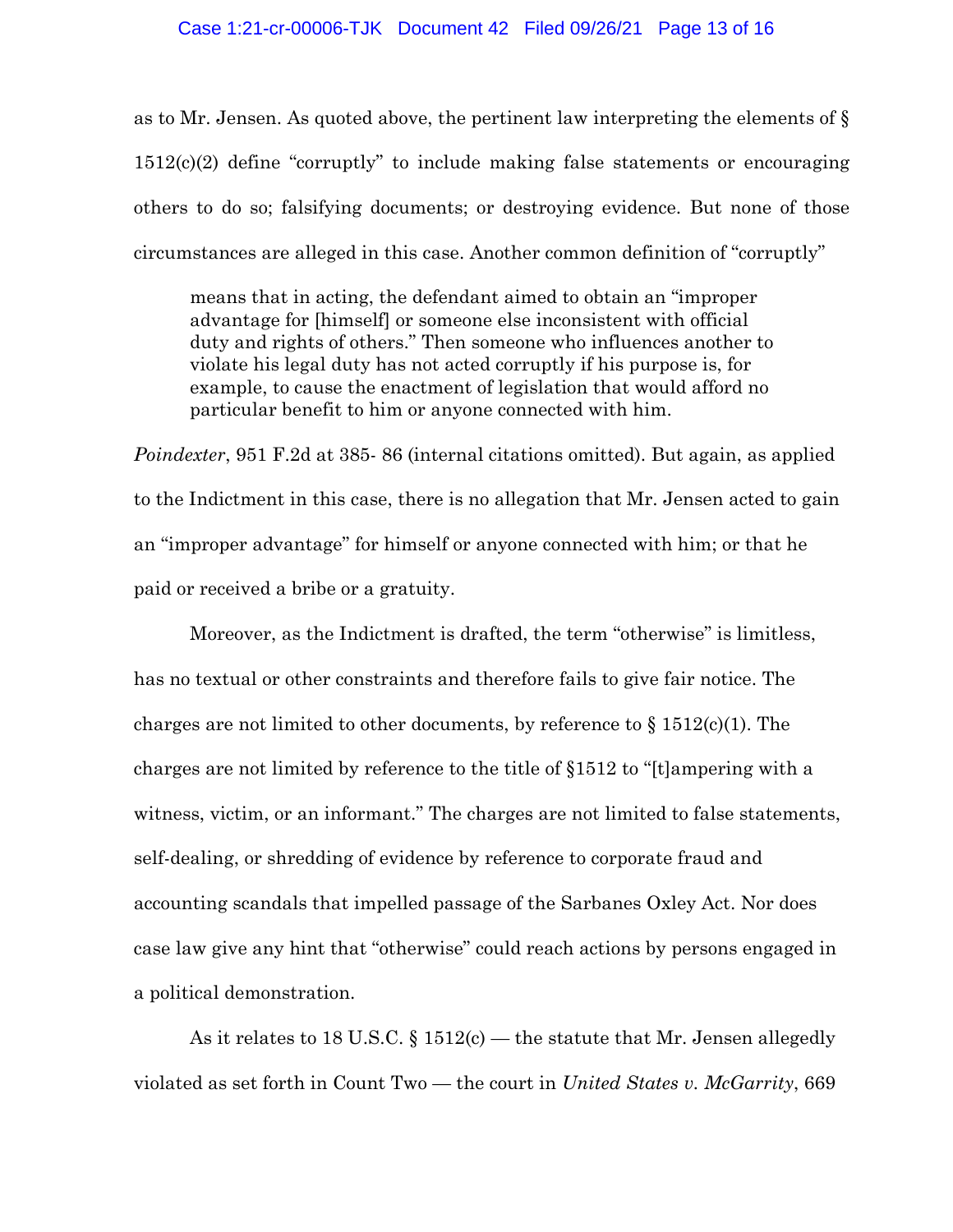as to Mr. Jensen. As quoted above, the pertinent law interpreting the elements of § 1512(c)(2) define "corruptly" to include making false statements or encouraging others to do so; falsifying documents; or destroying evidence. But none of those circumstances are alleged in this case. Another common definition of "corruptly"

> means that in acting, the defendant aimed to obtain an "improper advantage for [himself] or someone else inconsistent with official duty and rights of others." Then someone who influences another to violate his legal duty has not acted corruptly if his purpose is, for example, to cause the enactment of legislation that would afford no particular benefit to him or anyone connected with him.

*Poindexter*, 951 F.2d at 385- 86 (internal citations omitted). But again, as applied to the Indictment in this case, there is no allegation that Mr. Jensen acted to gain an "improper advantage" for himself or anyone connected with him; or that he paid or received a bribe or a gratuity.

Moreover, as the Indictment is drafted, the term "otherwise" is limitless, has no textual or other constraints and therefore fails to give fair notice. The charges are not limited to other documents, by reference to § 1512(c)(1). The charges are not limited by reference to the title of §1512 to "[t]ampering with a witness, victim, or an informant." The charges are not limited to false statements, self-dealing, or shredding of evidence by reference to corporate fraud and accounting scandals that impelled passage of the Sarbanes Oxley Act. Nor does case law give any hint that "otherwise" could reach actions by persons engaged in a political demonstration.

As it relates to 18 U.S.C. § 1512(c) — the statute that Mr. Jensen allegedly violated as set forth in Count Two — the court in *United States v. McGarrity*, 669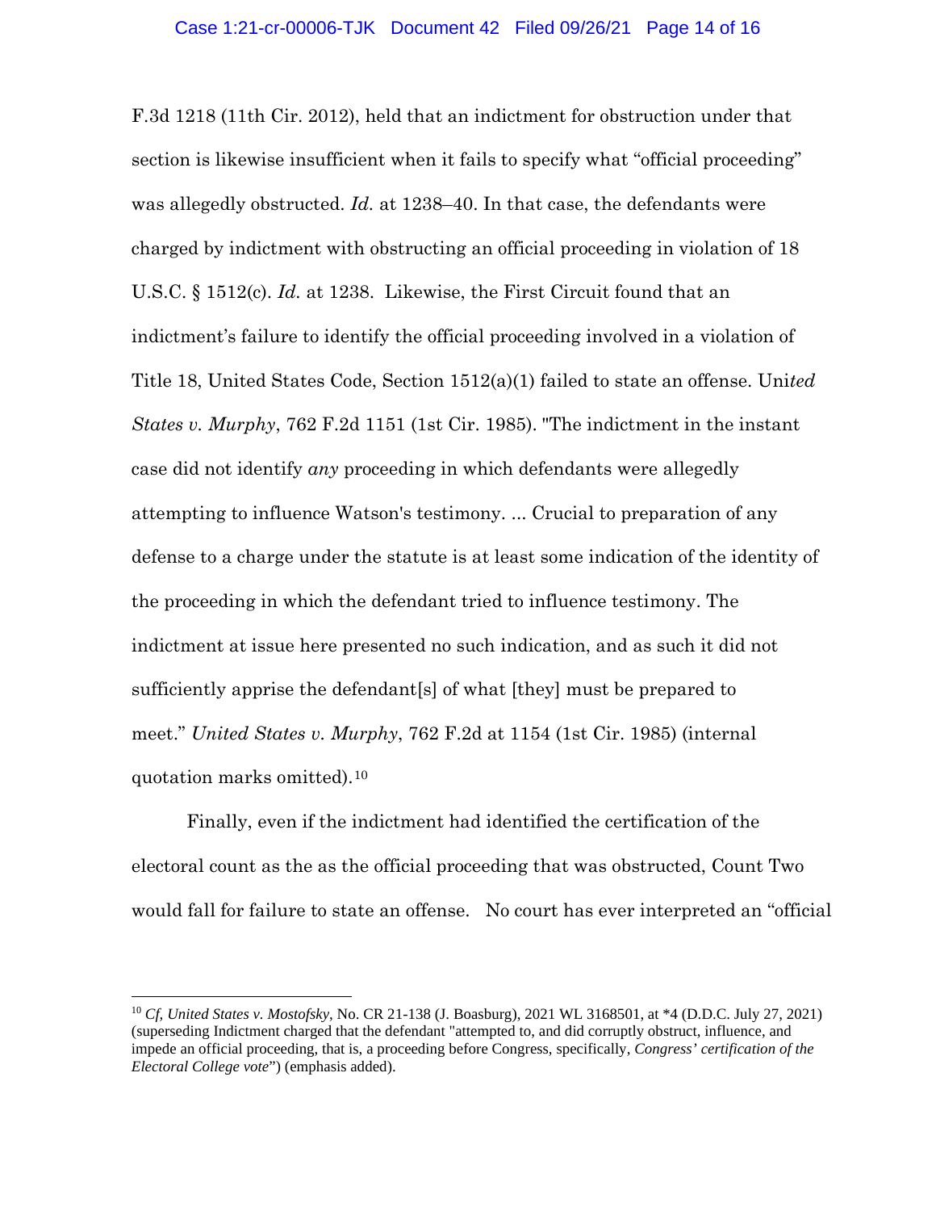F.3d 1218 (11th Cir. 2012), held that an indictment for obstruction under that section is likewise insufficient when it fails to specify what "official proceeding" was allegedly obstructed. *Id.* at 1238–40. In that case, the defendants were charged by indictment with obstructing an official proceeding in violation of 18 U.S.C. § 1512(c). *Id.* at 1238. Likewise, the First Circuit found that an indictment's failure to identify the official proceeding involved in a violation of Title 18, United States Code, Section 1512(a)(1) failed to state an offense. Uni*ted States v. Murphy*, 762 F.2d 1151 (1st Cir. 1985). "The indictment in the instant case did not identify *any* proceeding in which defendants were allegedly attempting to influence Watson's testimony. ... Crucial to preparation of any defense to a charge under the statute is at least some indication of the identity of the proceeding in which the defendant tried to influence testimony. The indictment at issue here presented no such indication, and as such it did not sufficiently apprise the defendant[s] of what [they] must be prepared to meet." *United States v. Murphy*, 762 F.2d at 1154 (1st Cir. 1985) (internal quotation marks omitted).[10]

Finally, even if the indictment had identified the certification of the electoral count as the as the official proceeding that was obstructed, Count Two would fall for failure to state an offense. No court has ever interpreted an "official

---

[10] *Cf, United States v. Mostofsky*, No. CR 21-138 (J. Boasburg), 2021 WL 3168501, at *4 (D.D.C. July 27, 2021) (superseding Indictment charged that the defendant "attempted to, and did corruptly obstruct, influence, and impede an official proceeding, that is, a proceeding before Congress, specifically, *Congress' certification of the Electoral College vote*") (emphasis added).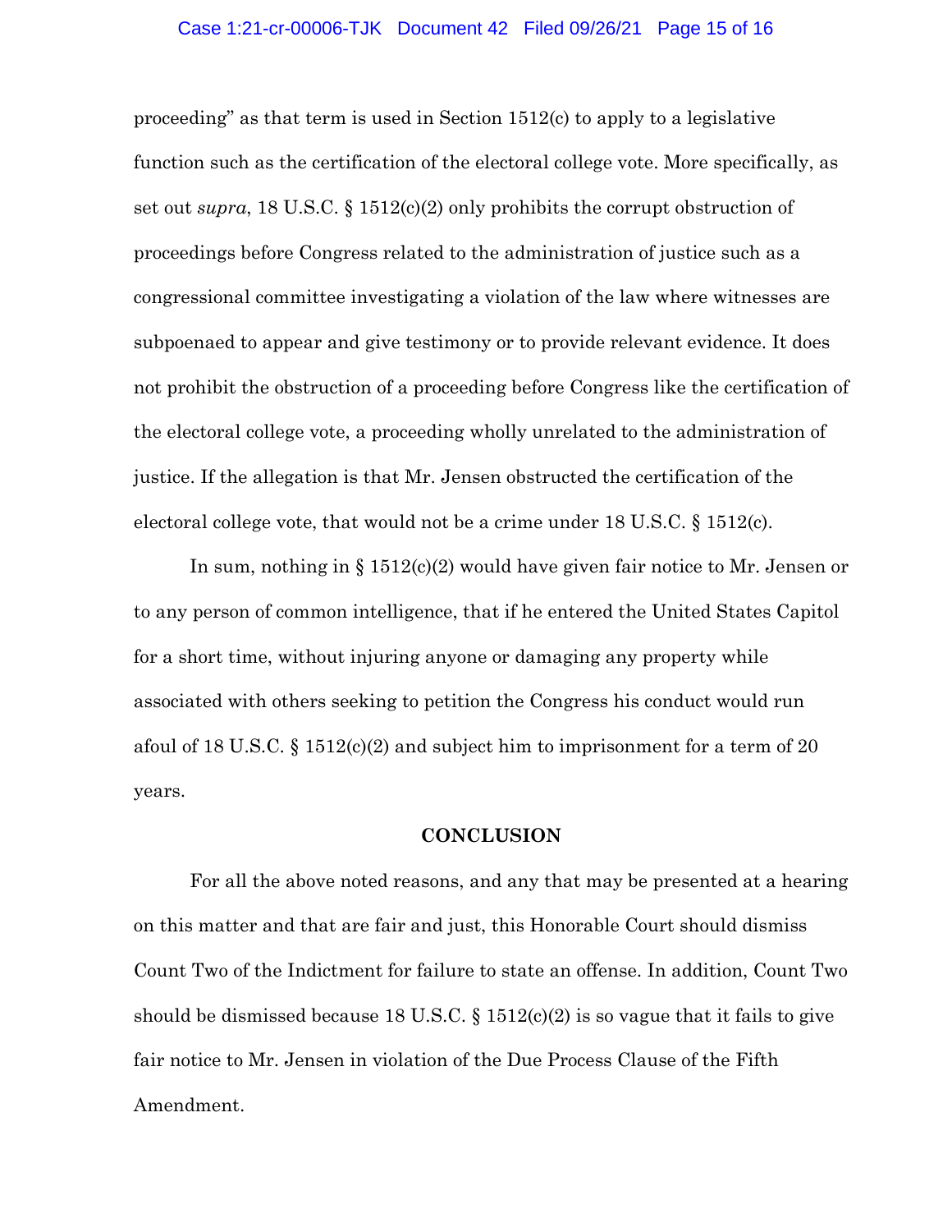proceeding” as that term is used in Section 1512(c) to apply to a legislative function such as the certification of the electoral college vote. More specifically, as set out *supra*, 18 U.S.C. § 1512(c)(2) only prohibits the corrupt obstruction of proceedings before Congress related to the administration of justice such as a congressional committee investigating a violation of the law where witnesses are subpoenaed to appear and give testimony or to provide relevant evidence. It does not prohibit the obstruction of a proceeding before Congress like the certification of the electoral college vote, a proceeding wholly unrelated to the administration of justice. If the allegation is that Mr. Jensen obstructed the certification of the electoral college vote, that would not be a crime under 18 U.S.C. § 1512(c).

In sum, nothing in § 1512(c)(2) would have given fair notice to Mr. Jensen or to any person of common intelligence, that if he entered the United States Capitol for a short time, without injuring anyone or damaging any property while associated with others seeking to petition the Congress his conduct would run afoul of 18 U.S.C. § 1512(c)(2) and subject him to imprisonment for a term of 20 years.

## CONCLUSION

For all the above noted reasons, and any that may be presented at a hearing on this matter and that are fair and just, this Honorable Court should dismiss Count Two of the Indictment for failure to state an offense. In addition, Count Two should be dismissed because 18 U.S.C. § 1512(c)(2) is so vague that it fails to give fair notice to Mr. Jensen in violation of the Due Process Clause of the Fifth Amendment.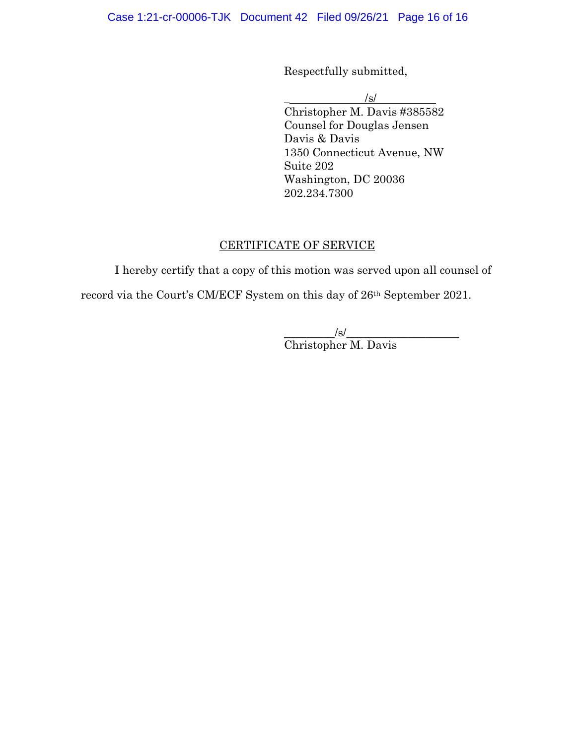Respectfully submitted,

_____________/s/___________
Christopher M. Davis #385582
Counsel for Douglas Jensen
Davis & Davis
1350 Connecticut Avenue, NW
Suite 202
Washington, DC 20036
202.234.7300

## CERTIFICATE OF SERVICE

I hereby certify that a copy of this motion was served upon all counsel of record via the Court's CM/ECF System on this day of 26th September 2021.

_________/s/___________________
Christopher M. Davis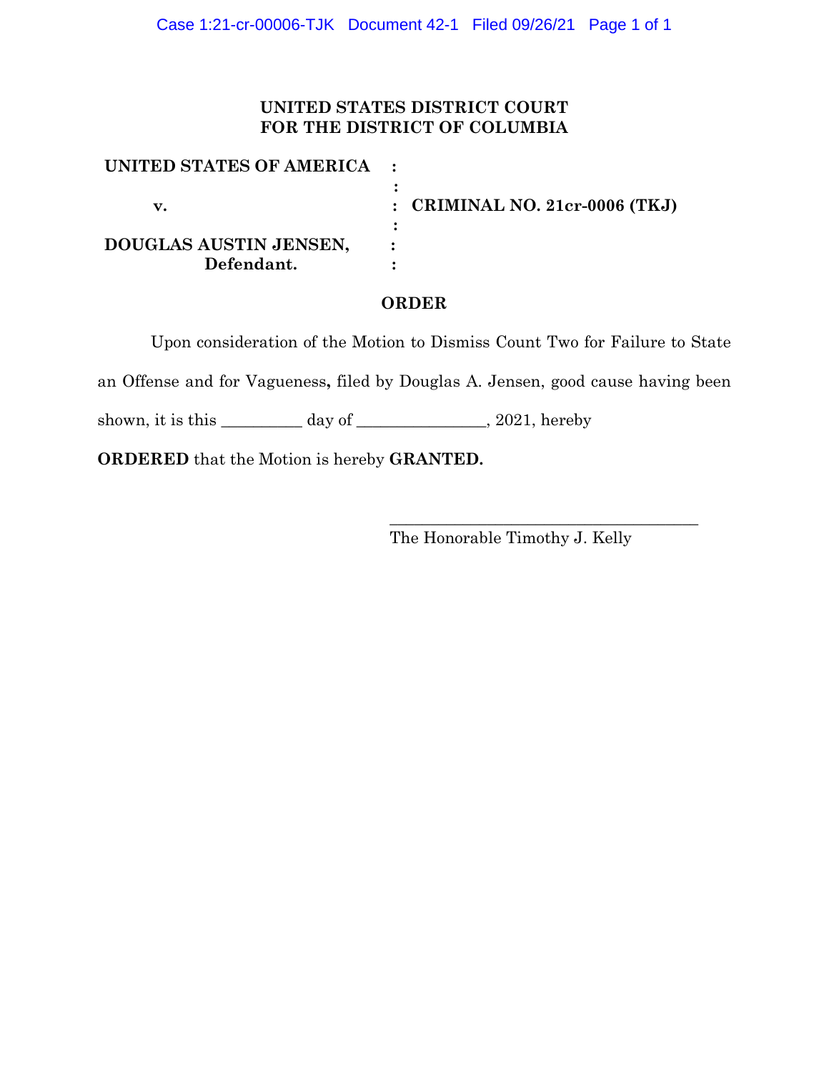**UNITED STATES DISTRICT COURT**
**FOR THE DISTRICT OF COLUMBIA**

| | | |
|---|---|---|
| **UNITED STATES OF AMERICA** | : | |
| | : | |
| **v.** | : | **CRIMINAL NO. 21cr-0006 (TKJ)** |
| | : | |
| **DOUGLAS AUSTIN JENSEN,** | : | |
| **Defendant.** | : | |

## ORDER

Upon consideration of the Motion to Dismiss Count Two for Failure to State an Offense and for Vagueness**,** filed by Douglas A. Jensen, good cause having been shown, it is this __________ day of ________________, 2021, hereby

**ORDERED** that the Motion is hereby **GRANTED.**

______________________________________
The Honorable Timothy J. Kelly